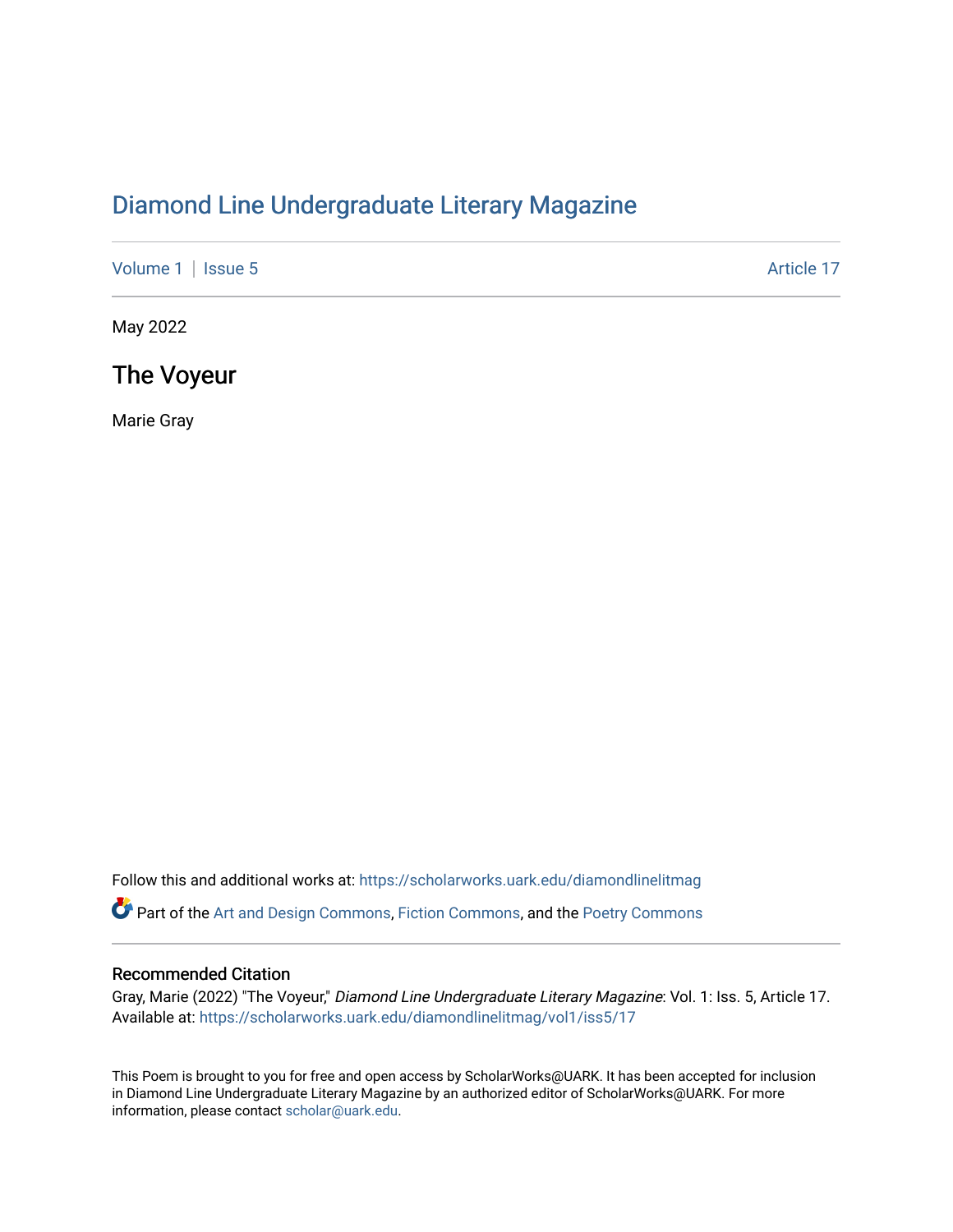# Diamond Line Undergraduate Literary Magazine

Volume 1 | Issue 5 Article 17

May 2022

## The Voyeur

Marie Gray

Follow this and additional works at: https://scholarworks.uark.edu/diamondlinelitmag

Part of the Art and Design Commons, Fiction Commons, and the Poetry Commons

### Recommended Citation

Gray, Marie (2022) "The Voyeur," *Diamond Line Undergraduate Literary Magazine*: Vol. 1: Iss. 5, Article 17. Available at: https://scholarworks.uark.edu/diamondlinelitmag/vol1/iss5/17

This Poem is brought to you for free and open access by ScholarWorks@UARK. It has been accepted for inclusion in Diamond Line Undergraduate Literary Magazine by an authorized editor of ScholarWorks@UARK. For more information, please contact scholar@uark.edu.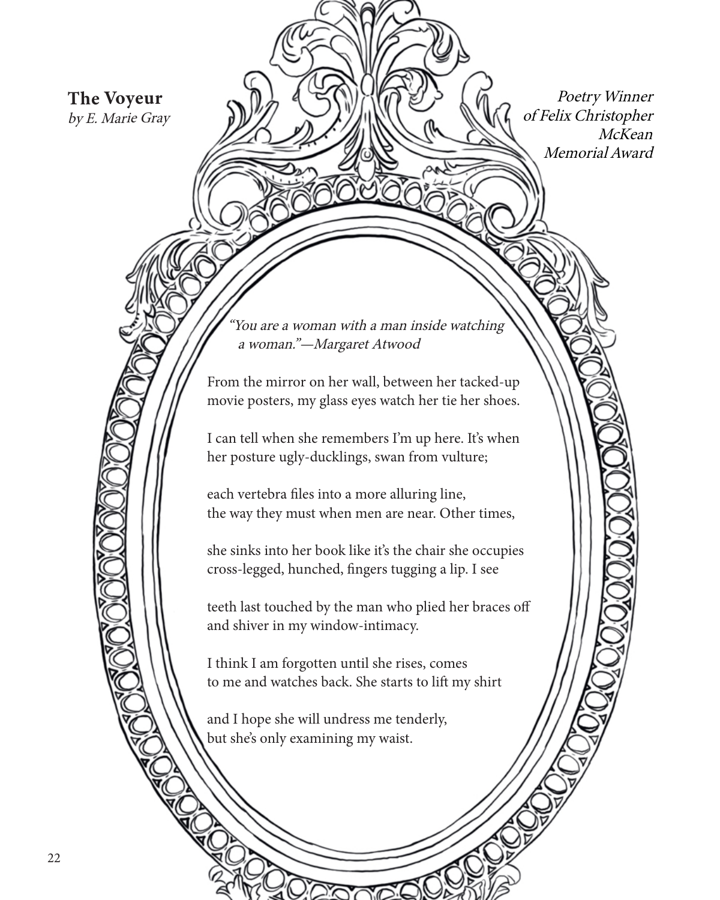## The Voyeur

*by E. Marie Gray*

*Poetry Winner of Felix Christopher McKean Memorial Award*

*"You are a woman with a man inside watching a woman."—Margaret Atwood*

From the mirror on her wall, between her tacked-up
movie posters, my glass eyes watch her tie her shoes.

I can tell when she remembers I'm up here. It's when
her posture ugly-ducklings, swan from vulture;

each vertebra files into a more alluring line,
the way they must when men are near. Other times,

she sinks into her book like it's the chair she occupies
cross-legged, hunched, fingers tugging a lip. I see

teeth last touched by the man who plied her braces off
and shiver in my window-intimacy.

I think I am forgotten until she rises, comes
to me and watches back. She starts to lift my shirt

and I hope she will undress me tenderly,
but she's only examining my waist.